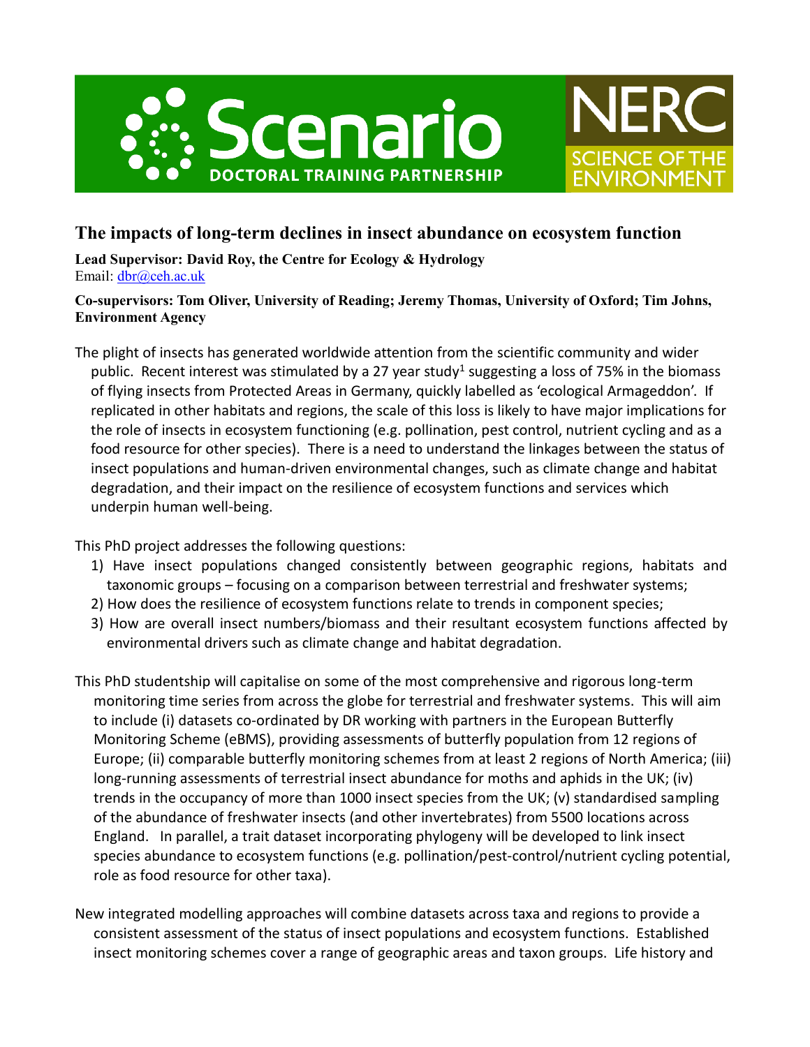# The impacts of long-term declines in insect abundance on ecosystem function

**Lead Supervisor: David Roy, the Centre for Ecology & Hydrology**
Email: dbr@ceh.ac.uk

**Co-supervisors: Tom Oliver, University of Reading; Jeremy Thomas, University of Oxford; Tim Johns, Environment Agency**

The plight of insects has generated worldwide attention from the scientific community and wider public. Recent interest was stimulated by a 27 year study[1] suggesting a loss of 75% in the biomass of flying insects from Protected Areas in Germany, quickly labelled as 'ecological Armageddon'. If replicated in other habitats and regions, the scale of this loss is likely to have major implications for the role of insects in ecosystem functioning (e.g. pollination, pest control, nutrient cycling and as a food resource for other species). There is a need to understand the linkages between the status of insect populations and human-driven environmental changes, such as climate change and habitat degradation, and their impact on the resilience of ecosystem functions and services which underpin human well-being.

This PhD project addresses the following questions:

1) Have insect populations changed consistently between geographic regions, habitats and taxonomic groups – focusing on a comparison between terrestrial and freshwater systems;
2) How does the resilience of ecosystem functions relate to trends in component species;
3) How are overall insect numbers/biomass and their resultant ecosystem functions affected by environmental drivers such as climate change and habitat degradation.

This PhD studentship will capitalise on some of the most comprehensive and rigorous long-term monitoring time series from across the globe for terrestrial and freshwater systems. This will aim to include (i) datasets co-ordinated by DR working with partners in the European Butterfly Monitoring Scheme (eBMS), providing assessments of butterfly population from 12 regions of Europe; (ii) comparable butterfly monitoring schemes from at least 2 regions of North America; (iii) long-running assessments of terrestrial insect abundance for moths and aphids in the UK; (iv) trends in the occupancy of more than 1000 insect species from the UK; (v) standardised sampling of the abundance of freshwater insects (and other invertebrates) from 5500 locations across England. In parallel, a trait dataset incorporating phylogeny will be developed to link insect species abundance to ecosystem functions (e.g. pollination/pest-control/nutrient cycling potential, role as food resource for other taxa).

New integrated modelling approaches will combine datasets across taxa and regions to provide a consistent assessment of the status of insect populations and ecosystem functions. Established insect monitoring schemes cover a range of geographic areas and taxon groups. Life history and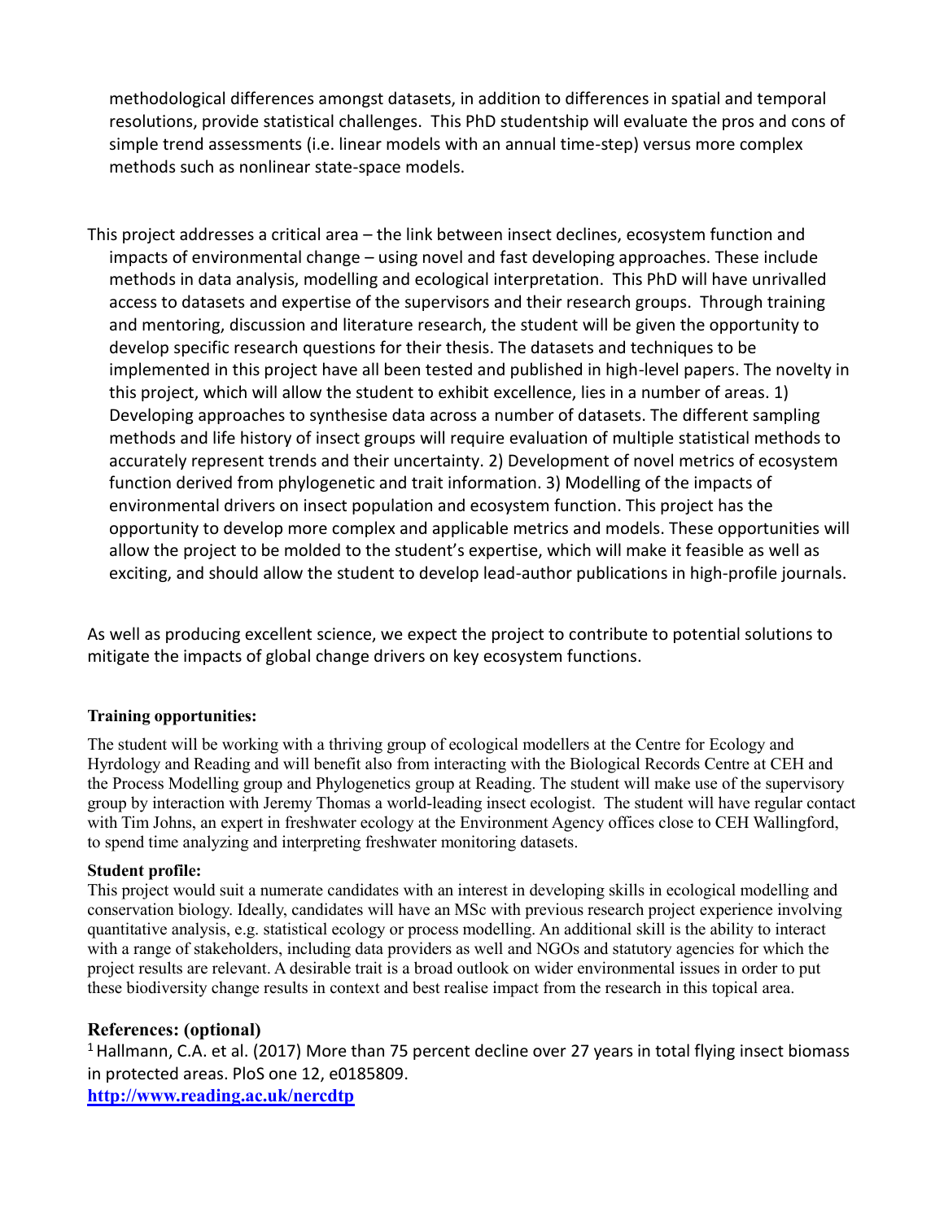methodological differences amongst datasets, in addition to differences in spatial and temporal resolutions, provide statistical challenges. This PhD studentship will evaluate the pros and cons of simple trend assessments (i.e. linear models with an annual time-step) versus more complex methods such as nonlinear state-space models.

This project addresses a critical area – the link between insect declines, ecosystem function and impacts of environmental change – using novel and fast developing approaches. These include methods in data analysis, modelling and ecological interpretation. This PhD will have unrivalled access to datasets and expertise of the supervisors and their research groups. Through training and mentoring, discussion and literature research, the student will be given the opportunity to develop specific research questions for their thesis. The datasets and techniques to be implemented in this project have all been tested and published in high-level papers. The novelty in this project, which will allow the student to exhibit excellence, lies in a number of areas. 1) Developing approaches to synthesise data across a number of datasets. The different sampling methods and life history of insect groups will require evaluation of multiple statistical methods to accurately represent trends and their uncertainty. 2) Development of novel metrics of ecosystem function derived from phylogenetic and trait information. 3) Modelling of the impacts of environmental drivers on insect population and ecosystem function. This project has the opportunity to develop more complex and applicable metrics and models. These opportunities will allow the project to be molded to the student's expertise, which will make it feasible as well as exciting, and should allow the student to develop lead-author publications in high-profile journals.

As well as producing excellent science, we expect the project to contribute to potential solutions to mitigate the impacts of global change drivers on key ecosystem functions.

**Training opportunities:**

The student will be working with a thriving group of ecological modellers at the Centre for Ecology and Hyrdology and Reading and will benefit also from interacting with the Biological Records Centre at CEH and the Process Modelling group and Phylogenetics group at Reading. The student will make use of the supervisory group by interaction with Jeremy Thomas a world-leading insect ecologist. The student will have regular contact with Tim Johns, an expert in freshwater ecology at the Environment Agency offices close to CEH Wallingford, to spend time analyzing and interpreting freshwater monitoring datasets.

**Student profile:**

This project would suit a numerate candidates with an interest in developing skills in ecological modelling and conservation biology. Ideally, candidates will have an MSc with previous research project experience involving quantitative analysis, e.g. statistical ecology or process modelling. An additional skill is the ability to interact with a range of stakeholders, including data providers as well and NGOs and statutory agencies for which the project results are relevant. A desirable trait is a broad outlook on wider environmental issues in order to put these biodiversity change results in context and best realise impact from the research in this topical area.

**References: (optional)**

[1] Hallmann, C.A. et al. (2017) More than 75 percent decline over 27 years in total flying insect biomass in protected areas. PloS one 12, e0185809.

**http://www.reading.ac.uk/nercdtp**